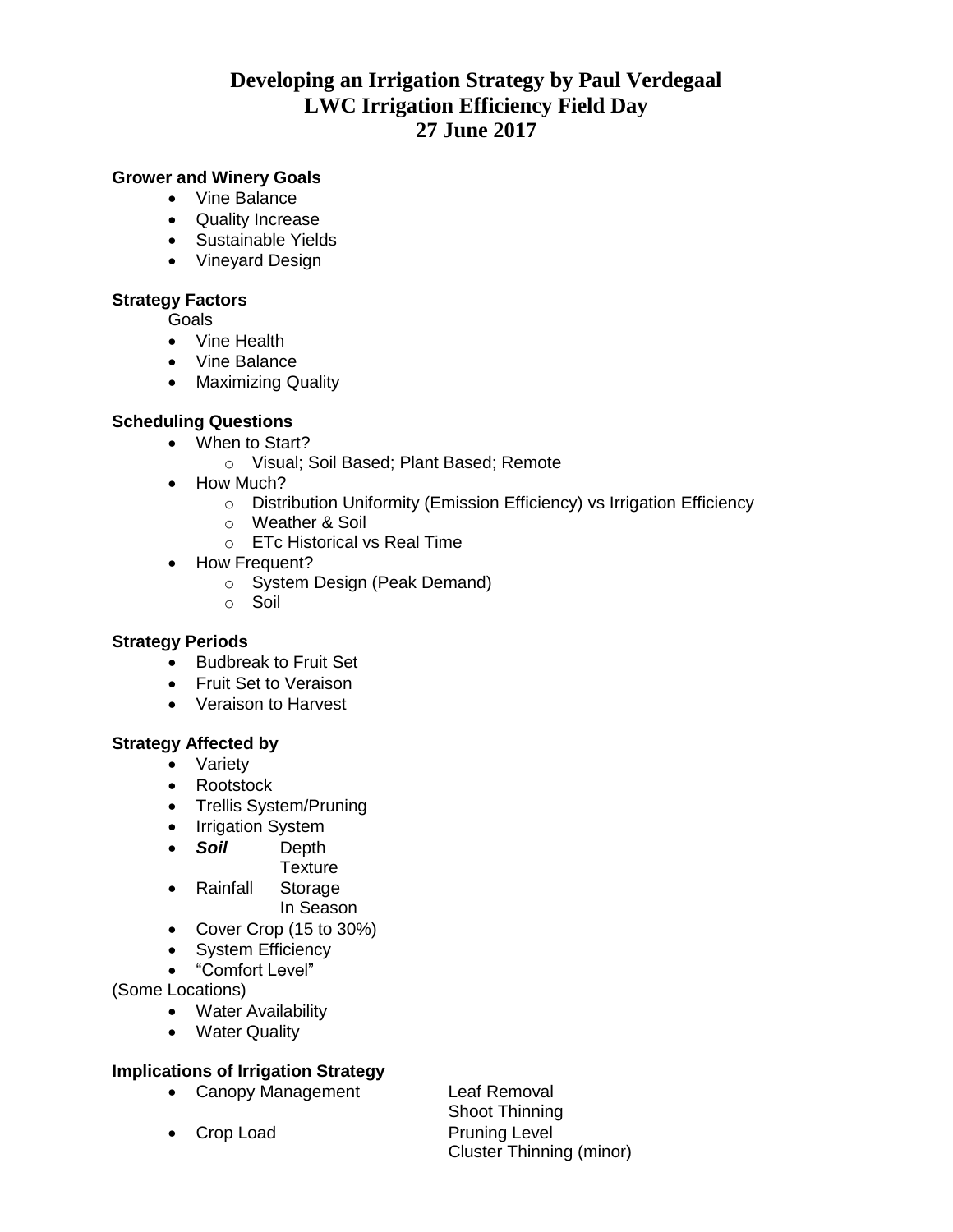# Developing an Irrigation Strategy by Paul Verdegaal
# LWC Irrigation Efficiency Field Day
# 27 June 2017

### Grower and Winery Goals

- Vine Balance
- Quality Increase
- Sustainable Yields
- Vineyard Design

### Strategy Factors

Goals

- Vine Health
- Vine Balance
- Maximizing Quality

### Scheduling Questions

- When to Start?
  - Visual; Soil Based; Plant Based; Remote
- How Much?
  - Distribution Uniformity (Emission Efficiency) vs Irrigation Efficiency
  - Weather & Soil
  - ETc Historical vs Real Time
- How Frequent?
  - System Design (Peak Demand)
  - Soil

### Strategy Periods

- Budbreak to Fruit Set
- Fruit Set to Veraison
- Veraison to Harvest

### Strategy Affected by

- Variety
- Rootstock
- Trellis System/Pruning
- Irrigation System
- ***Soil*** Depth
  Texture
- Rainfall Storage
  In Season
- Cover Crop (15 to 30%)
- System Efficiency
- "Comfort Level"

(Some Locations)

- Water Availability
- Water Quality

### Implications of Irrigation Strategy

- Canopy Management Leaf Removal
  Shoot Thinning
- Crop Load Pruning Level
  Cluster Thinning (minor)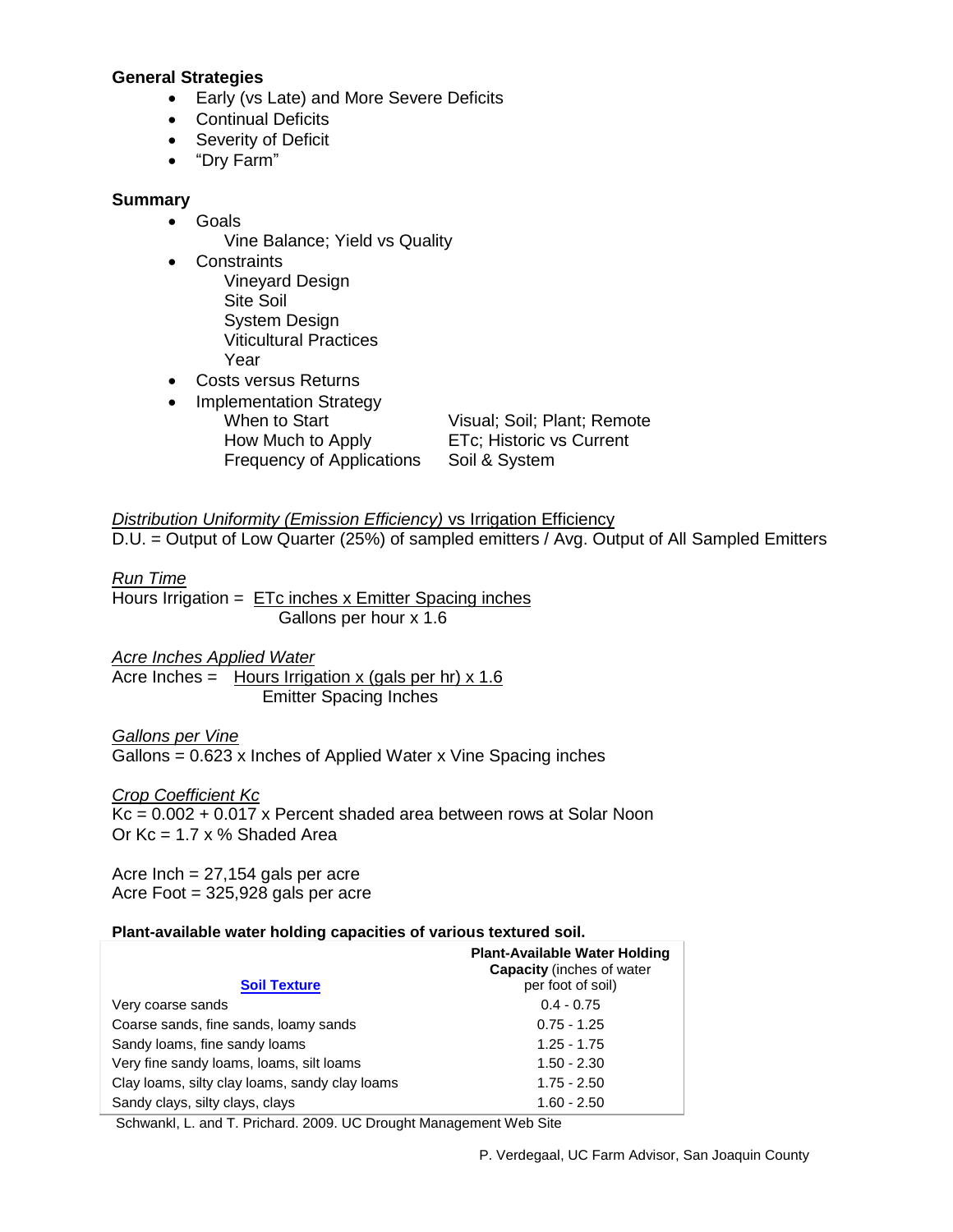**General Strategies**

- Early (vs Late) and More Severe Deficits
- Continual Deficits
- Severity of Deficit
- "Dry Farm"

**Summary**

- Goals
  - Vine Balance; Yield vs Quality
- Constraints
  - Vineyard Design
  - Site Soil
  - System Design
  - Viticultural Practices
  - Year
- Costs versus Returns
- Implementation Strategy

| | |
|---|---|
| When to Start | Visual; Soil; Plant; Remote |
| How Much to Apply | ETc; Historic vs Current |
| Frequency of Applications | Soil & System |

*Distribution Uniformity (Emission Efficiency)* vs Irrigation Efficiency

D.U. = Output of Low Quarter (25%) of sampled emitters / Avg. Output of All Sampled Emitters

*Run Time*

$$\text{Hours Irrigation} = \frac{\text{ETc inches} \times \text{Emitter Spacing inches}}{\text{Gallons per hour} \times 1.6}$$

*Acre Inches Applied Water*

$$\text{Acre Inches} = \frac{\text{Hours Irrigation} \times (\text{gals per hr}) \times 1.6}{\text{Emitter Spacing Inches}}$$

*Gallons per Vine*

Gallons = 0.623 x Inches of Applied Water x Vine Spacing inches

*Crop Coefficient Kc*

Kc = 0.002 + 0.017 x Percent shaded area between rows at Solar Noon
Or Kc = 1.7 x % Shaded Area

Acre Inch = 27,154 gals per acre
Acre Foot = 325,928 gals per acre

**Plant-available water holding capacities of various textured soil.**

| Soil Texture | **Plant-Available Water Holding Capacity** (inches of water per foot of soil) |
|---|---|
| Very coarse sands | 0.4 - 0.75 |
| Coarse sands, fine sands, loamy sands | 0.75 - 1.25 |
| Sandy loams, fine sandy loams | 1.25 - 1.75 |
| Very fine sandy loams, loams, silt loams | 1.50 - 2.30 |
| Clay loams, silty clay loams, sandy clay loams | 1.75 - 2.50 |
| Sandy clays, silty clays, clays | 1.60 - 2.50 |

Schwankl, L. and T. Prichard. 2009. UC Drought Management Web Site

P. Verdegaal, UC Farm Advisor, San Joaquin County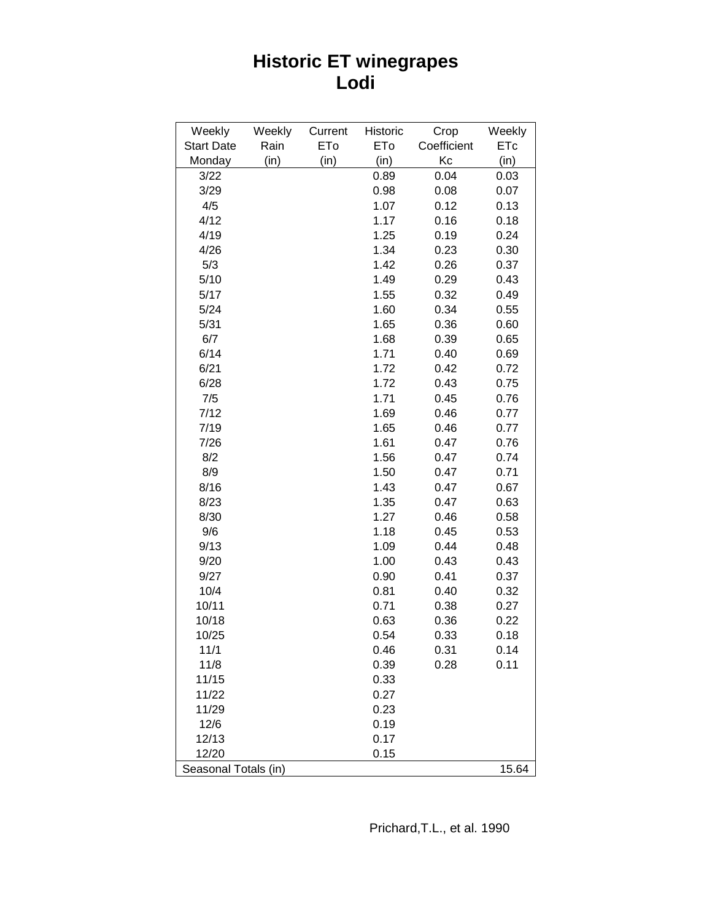# Historic ET winegrapes
# Lodi

| Weekly Start Date Monday | Weekly Rain (in) | Current ETo (in) | Historic ETo (in) | Crop Coefficient Kc | Weekly ETc (in) |
|---|---|---|---|---|---|
| 3/22 | | | 0.89 | 0.04 | 0.03 |
| 3/29 | | | 0.98 | 0.08 | 0.07 |
| 4/5 | | | 1.07 | 0.12 | 0.13 |
| 4/12 | | | 1.17 | 0.16 | 0.18 |
| 4/19 | | | 1.25 | 0.19 | 0.24 |
| 4/26 | | | 1.34 | 0.23 | 0.30 |
| 5/3 | | | 1.42 | 0.26 | 0.37 |
| 5/10 | | | 1.49 | 0.29 | 0.43 |
| 5/17 | | | 1.55 | 0.32 | 0.49 |
| 5/24 | | | 1.60 | 0.34 | 0.55 |
| 5/31 | | | 1.65 | 0.36 | 0.60 |
| 6/7 | | | 1.68 | 0.39 | 0.65 |
| 6/14 | | | 1.71 | 0.40 | 0.69 |
| 6/21 | | | 1.72 | 0.42 | 0.72 |
| 6/28 | | | 1.72 | 0.43 | 0.75 |
| 7/5 | | | 1.71 | 0.45 | 0.76 |
| 7/12 | | | 1.69 | 0.46 | 0.77 |
| 7/19 | | | 1.65 | 0.46 | 0.77 |
| 7/26 | | | 1.61 | 0.47 | 0.76 |
| 8/2 | | | 1.56 | 0.47 | 0.74 |
| 8/9 | | | 1.50 | 0.47 | 0.71 |
| 8/16 | | | 1.43 | 0.47 | 0.67 |
| 8/23 | | | 1.35 | 0.47 | 0.63 |
| 8/30 | | | 1.27 | 0.46 | 0.58 |
| 9/6 | | | 1.18 | 0.45 | 0.53 |
| 9/13 | | | 1.09 | 0.44 | 0.48 |
| 9/20 | | | 1.00 | 0.43 | 0.43 |
| 9/27 | | | 0.90 | 0.41 | 0.37 |
| 10/4 | | | 0.81 | 0.40 | 0.32 |
| 10/11 | | | 0.71 | 0.38 | 0.27 |
| 10/18 | | | 0.63 | 0.36 | 0.22 |
| 10/25 | | | 0.54 | 0.33 | 0.18 |
| 11/1 | | | 0.46 | 0.31 | 0.14 |
| 11/8 | | | 0.39 | 0.28 | 0.11 |
| 11/15 | | | 0.33 | | |
| 11/22 | | | 0.27 | | |
| 11/29 | | | 0.23 | | |
| 12/6 | | | 0.19 | | |
| 12/13 | | | 0.17 | | |
| 12/20 | | | 0.15 | | |
| Seasonal Totals (in) | | | | | 15.64 |

Prichard,T.L., et al. 1990